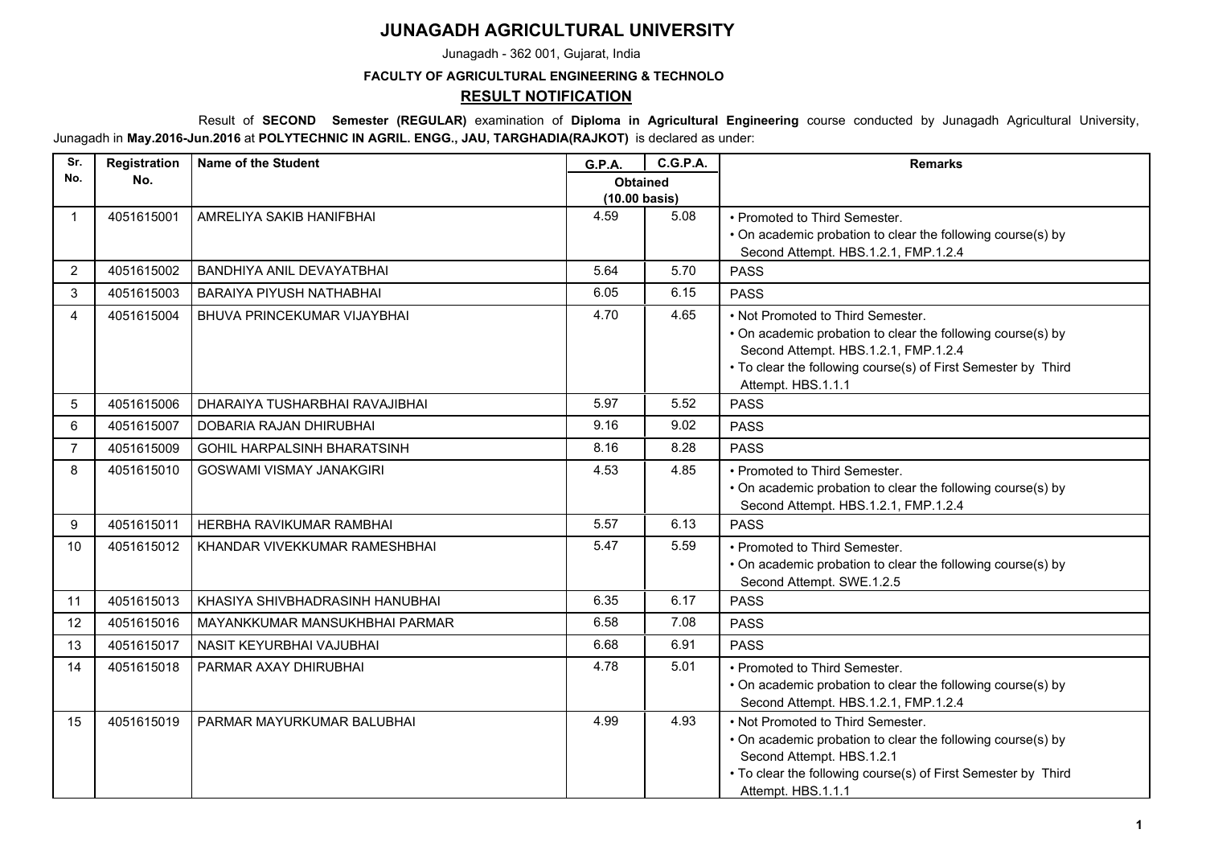# JUNAGADH AGRICULTURAL UNIVERSITY

Junagadh - 362 001, Gujarat, India

**FACULTY OF AGRICULTURAL ENGINEERING & TECHNOLO**

## RESULT NOTIFICATION

Result of **SECOND Semester (REGULAR)** examination of **Diploma in Agricultural Engineering** course conducted by Junagadh Agricultural University, Junagadh in **May.2016-Jun.2016** at **POLYTECHNIC IN AGRIL. ENGG., JAU, TARGHADIA(RAJKOT)** is declared as under:

| Sr. No. | Registration No. | Name of the Student | G.P.A. | C.G.P.A. | Remarks |
|---|---|---|---|---|---|
| | | | Obtained (10.00 basis) | | |
| 1 | 4051615001 | AMRELIYA SAKIB HANIFBHAI | 4.59 | 5.08 | • Promoted to Third Semester. • On academic probation to clear the following course(s) by Second Attempt. HBS.1.2.1, FMP.1.2.4 |
| 2 | 4051615002 | BANDHIYA ANIL DEVAYATBHAI | 5.64 | 5.70 | PASS |
| 3 | 4051615003 | BARAIYA PIYUSH NATHABHAI | 6.05 | 6.15 | PASS |
| 4 | 4051615004 | BHUVA PRINCEKUMAR VIJAYBHAI | 4.70 | 4.65 | • Not Promoted to Third Semester. • On academic probation to clear the following course(s) by Second Attempt. HBS.1.2.1, FMP.1.2.4 • To clear the following course(s) of First Semester by Third Attempt. HBS.1.1.1 |
| 5 | 4051615006 | DHARAIYA TUSHARBHAI RAVAJIBHAI | 5.97 | 5.52 | PASS |
| 6 | 4051615007 | DOBARIA RAJAN DHIRUBHAI | 9.16 | 9.02 | PASS |
| 7 | 4051615009 | GOHIL HARPALSINH BHARATSINH | 8.16 | 8.28 | PASS |
| 8 | 4051615010 | GOSWAMI VISMAY JANAKGIRI | 4.53 | 4.85 | • Promoted to Third Semester. • On academic probation to clear the following course(s) by Second Attempt. HBS.1.2.1, FMP.1.2.4 |
| 9 | 4051615011 | HERBHA RAVIKUMAR RAMBHAI | 5.57 | 6.13 | PASS |
| 10 | 4051615012 | KHANDAR VIVEKKUMAR RAMESHBHAI | 5.47 | 5.59 | • Promoted to Third Semester. • On academic probation to clear the following course(s) by Second Attempt. SWE.1.2.5 |
| 11 | 4051615013 | KHASIYA SHIVBHADRASINH HANUBHAI | 6.35 | 6.17 | PASS |
| 12 | 4051615016 | MAYANKKUMAR MANSUKHBHAI PARMAR | 6.58 | 7.08 | PASS |
| 13 | 4051615017 | NASIT KEYURBHAI VAJUBHAI | 6.68 | 6.91 | PASS |
| 14 | 4051615018 | PARMAR AXAY DHIRUBHAI | 4.78 | 5.01 | • Promoted to Third Semester. • On academic probation to clear the following course(s) by Second Attempt. HBS.1.2.1, FMP.1.2.4 |
| 15 | 4051615019 | PARMAR MAYURKUMAR BALUBHAI | 4.99 | 4.93 | • Not Promoted to Third Semester. • On academic probation to clear the following course(s) by Second Attempt. HBS.1.2.1 • To clear the following course(s) of First Semester by Third Attempt. HBS.1.1.1 |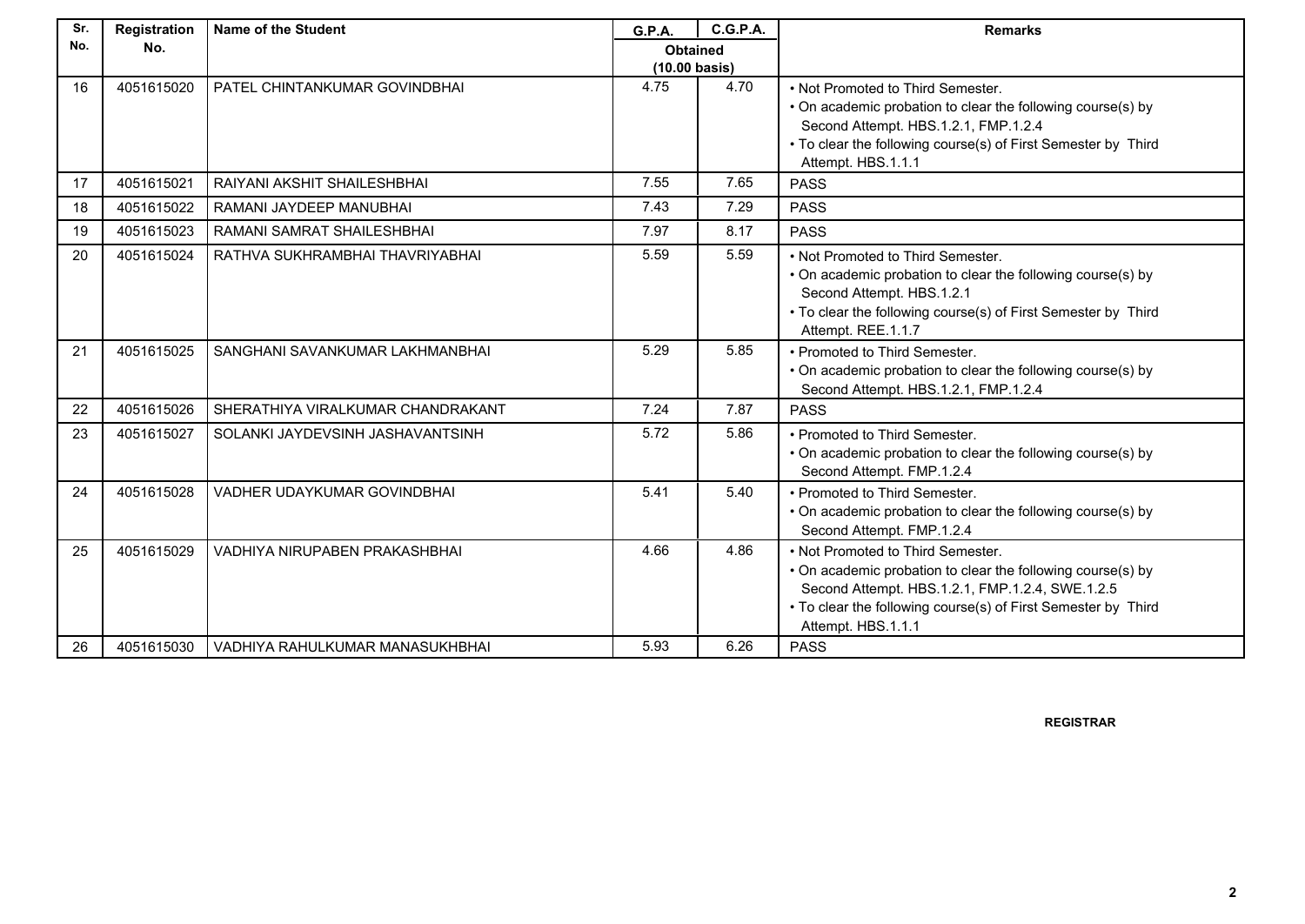| Sr. No. | Registration No. | Name of the Student | G.P.A. | C.G.P.A. | Remarks |
|---|---|---|---|---|---|
| | | | Obtained (10.00 basis) | | |
| 16 | 4051615020 | PATEL CHINTANKUMAR GOVINDBHAI | 4.75 | 4.70 | • Not Promoted to Third Semester. <br> • On academic probation to clear the following course(s) by Second Attempt. HBS.1.2.1, FMP.1.2.4 <br> • To clear the following course(s) of First Semester by Third Attempt. HBS.1.1.1 |
| 17 | 4051615021 | RAIYANI AKSHIT SHAILESHBHAI | 7.55 | 7.65 | PASS |
| 18 | 4051615022 | RAMANI JAYDEEP MANUBHAI | 7.43 | 7.29 | PASS |
| 19 | 4051615023 | RAMANI SAMRAT SHAILESHBHAI | 7.97 | 8.17 | PASS |
| 20 | 4051615024 | RATHVA SUKHRAMBHAI THAVRIYABHAI | 5.59 | 5.59 | • Not Promoted to Third Semester. <br> • On academic probation to clear the following course(s) by Second Attempt. HBS.1.2.1 <br> • To clear the following course(s) of First Semester by Third Attempt. REE.1.1.7 |
| 21 | 4051615025 | SANGHANI SAVANKUMAR LAKHMANBHAI | 5.29 | 5.85 | • Promoted to Third Semester. <br> • On academic probation to clear the following course(s) by Second Attempt. HBS.1.2.1, FMP.1.2.4 |
| 22 | 4051615026 | SHERATHIYA VIRALKUMAR CHANDRAKANT | 7.24 | 7.87 | PASS |
| 23 | 4051615027 | SOLANKI JAYDEVSINH JASHAVANTSINH | 5.72 | 5.86 | • Promoted to Third Semester. <br> • On academic probation to clear the following course(s) by Second Attempt. FMP.1.2.4 |
| 24 | 4051615028 | VADHER UDAYKUMAR GOVINDBHAI | 5.41 | 5.40 | • Promoted to Third Semester. <br> • On academic probation to clear the following course(s) by Second Attempt. FMP.1.2.4 |
| 25 | 4051615029 | VADHIYA NIRUPABEN PRAKASHBHAI | 4.66 | 4.86 | • Not Promoted to Third Semester. <br> • On academic probation to clear the following course(s) by Second Attempt. HBS.1.2.1, FMP.1.2.4, SWE.1.2.5 <br> • To clear the following course(s) of First Semester by Third Attempt. HBS.1.1.1 |
| 26 | 4051615030 | VADHIYA RAHULKUMAR MANASUKHBHAI | 5.93 | 6.26 | PASS |

**REGISTRAR**